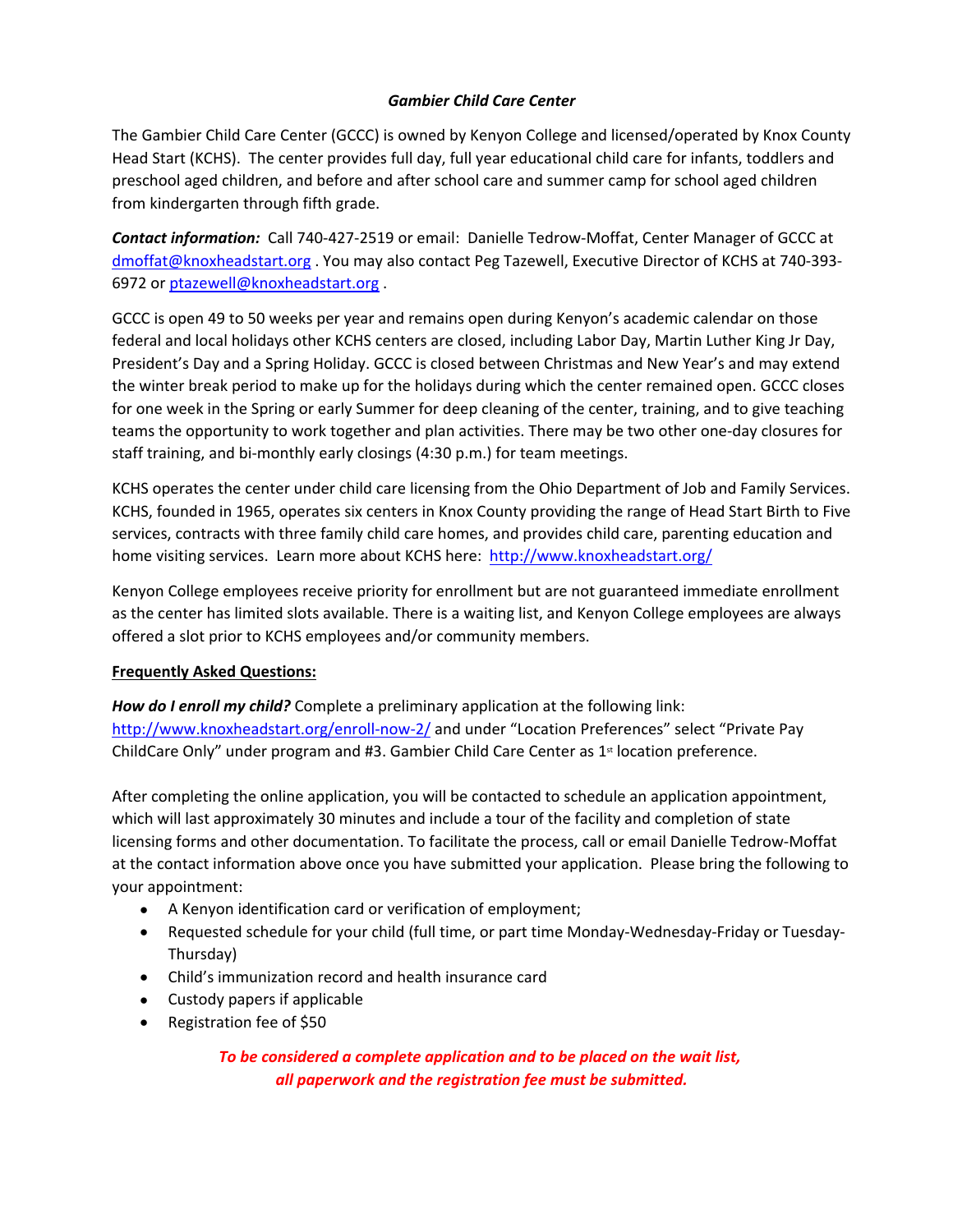# *Gambier Child Care Center*

The Gambier Child Care Center (GCCC) is owned by Kenyon College and licensed/operated by Knox County Head Start (KCHS). The center provides full day, full year educational child care for infants, toddlers and preschool aged children, and before and after school care and summer camp for school aged children from kindergarten through fifth grade.

***Contact information:*** Call 740-427-2519 or email: Danielle Tedrow-Moffat, Center Manager of GCCC at dmoffat@knoxheadstart.org . You may also contact Peg Tazewell, Executive Director of KCHS at 740-393-6972 or ptazewell@knoxheadstart.org .

GCCC is open 49 to 50 weeks per year and remains open during Kenyon's academic calendar on those federal and local holidays other KCHS centers are closed, including Labor Day, Martin Luther King Jr Day, President's Day and a Spring Holiday. GCCC is closed between Christmas and New Year's and may extend the winter break period to make up for the holidays during which the center remained open. GCCC closes for one week in the Spring or early Summer for deep cleaning of the center, training, and to give teaching teams the opportunity to work together and plan activities. There may be two other one-day closures for staff training, and bi-monthly early closings (4:30 p.m.) for team meetings.

KCHS operates the center under child care licensing from the Ohio Department of Job and Family Services. KCHS, founded in 1965, operates six centers in Knox County providing the range of Head Start Birth to Five services, contracts with three family child care homes, and provides child care, parenting education and home visiting services. Learn more about KCHS here: http://www.knoxheadstart.org/

Kenyon College employees receive priority for enrollment but are not guaranteed immediate enrollment as the center has limited slots available. There is a waiting list, and Kenyon College employees are always offered a slot prior to KCHS employees and/or community members.

## Frequently Asked Questions:

***How do I enroll my child?*** Complete a preliminary application at the following link: http://www.knoxheadstart.org/enroll-now-2/ and under "Location Preferences" select "Private Pay ChildCare Only" under program and #3. Gambier Child Care Center as 1st location preference.

After completing the online application, you will be contacted to schedule an application appointment, which will last approximately 30 minutes and include a tour of the facility and completion of state licensing forms and other documentation. To facilitate the process, call or email Danielle Tedrow-Moffat at the contact information above once you have submitted your application. Please bring the following to your appointment:

- A Kenyon identification card or verification of employment;
- Requested schedule for your child (full time, or part time Monday-Wednesday-Friday or Tuesday-Thursday)
- Child's immunization record and health insurance card
- Custody papers if applicable
- Registration fee of $50

***To be considered a complete application and to be placed on the wait list, all paperwork and the registration fee must be submitted.***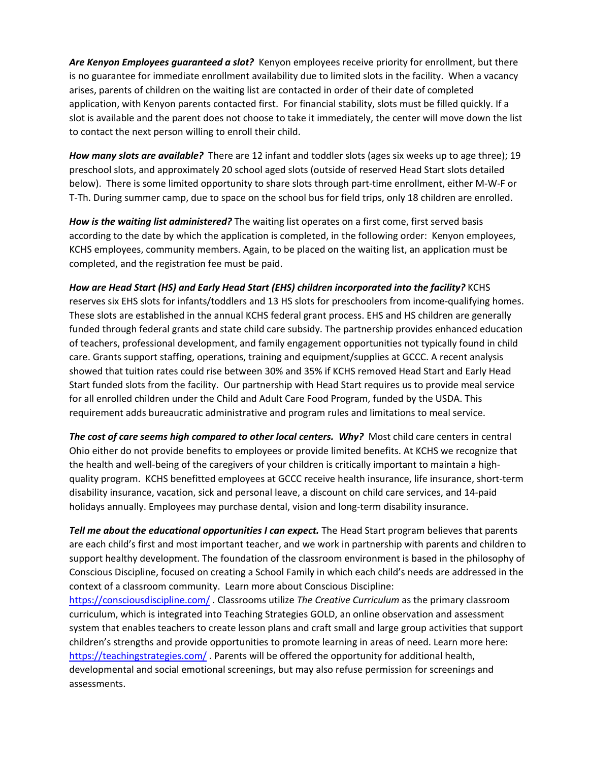***Are Kenyon Employees guaranteed a slot?*** Kenyon employees receive priority for enrollment, but there is no guarantee for immediate enrollment availability due to limited slots in the facility. When a vacancy arises, parents of children on the waiting list are contacted in order of their date of completed application, with Kenyon parents contacted first. For financial stability, slots must be filled quickly. If a slot is available and the parent does not choose to take it immediately, the center will move down the list to contact the next person willing to enroll their child.

***How many slots are available?*** There are 12 infant and toddler slots (ages six weeks up to age three); 19 preschool slots, and approximately 20 school aged slots (outside of reserved Head Start slots detailed below). There is some limited opportunity to share slots through part-time enrollment, either M-W-F or T-Th. During summer camp, due to space on the school bus for field trips, only 18 children are enrolled.

***How is the waiting list administered?*** The waiting list operates on a first come, first served basis according to the date by which the application is completed, in the following order: Kenyon employees, KCHS employees, community members. Again, to be placed on the waiting list, an application must be completed, and the registration fee must be paid.

***How are Head Start (HS) and Early Head Start (EHS) children incorporated into the facility?*** KCHS reserves six EHS slots for infants/toddlers and 13 HS slots for preschoolers from income-qualifying homes. These slots are established in the annual KCHS federal grant process. EHS and HS children are generally funded through federal grants and state child care subsidy. The partnership provides enhanced education of teachers, professional development, and family engagement opportunities not typically found in child care. Grants support staffing, operations, training and equipment/supplies at GCCC. A recent analysis showed that tuition rates could rise between 30% and 35% if KCHS removed Head Start and Early Head Start funded slots from the facility. Our partnership with Head Start requires us to provide meal service for all enrolled children under the Child and Adult Care Food Program, funded by the USDA. This requirement adds bureaucratic administrative and program rules and limitations to meal service.

***The cost of care seems high compared to other local centers. Why?*** Most child care centers in central Ohio either do not provide benefits to employees or provide limited benefits. At KCHS we recognize that the health and well-being of the caregivers of your children is critically important to maintain a high-quality program. KCHS benefitted employees at GCCC receive health insurance, life insurance, short-term disability insurance, vacation, sick and personal leave, a discount on child care services, and 14-paid holidays annually. Employees may purchase dental, vision and long-term disability insurance.

***Tell me about the educational opportunities I can expect.*** The Head Start program believes that parents are each child's first and most important teacher, and we work in partnership with parents and children to support healthy development. The foundation of the classroom environment is based in the philosophy of Conscious Discipline, focused on creating a School Family in which each child's needs are addressed in the context of a classroom community. Learn more about Conscious Discipline: https://consciousdiscipline.com/ . Classrooms utilize *The Creative Curriculum* as the primary classroom curriculum, which is integrated into Teaching Strategies GOLD, an online observation and assessment system that enables teachers to create lesson plans and craft small and large group activities that support children's strengths and provide opportunities to promote learning in areas of need. Learn more here: https://teachingstrategies.com/ . Parents will be offered the opportunity for additional health, developmental and social emotional screenings, but may also refuse permission for screenings and assessments.